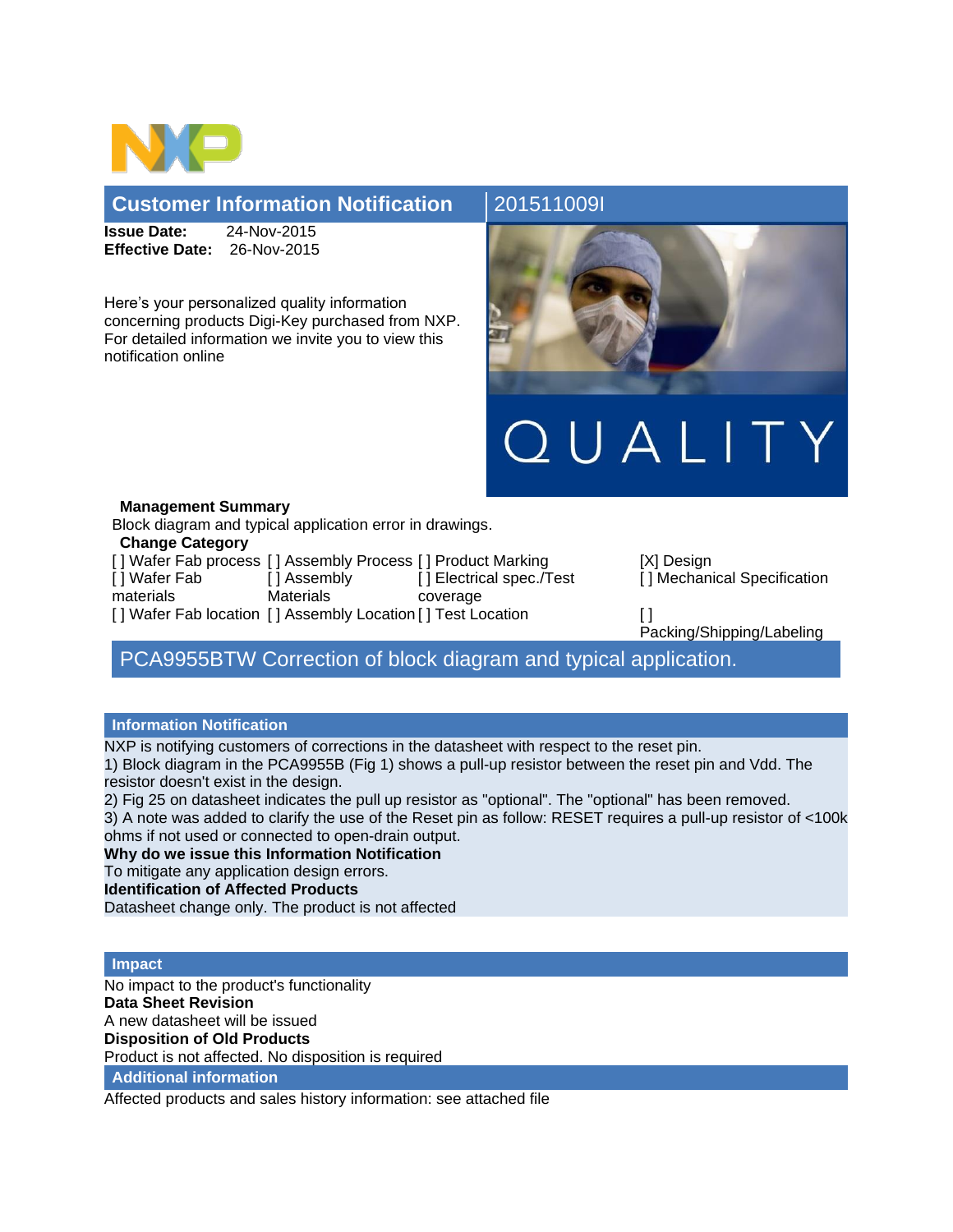# Customer Information Notification

201511009I

**Issue Date:** 24-Nov-2015
**Effective Date:** 26-Nov-2015

Here's your personalized quality information concerning products Digi-Key purchased from NXP. For detailed information we invite you to view this notification online

QUALITY

**Management Summary**

Block diagram and typical application error in drawings.

**Change Category**

| | | | |
|---|---|---|---|
| [ ] Wafer Fab process | [ ] Assembly Process | [ ] Product Marking | [X] Design |
| [ ] Wafer Fab materials | [ ] Assembly Materials | [ ] Electrical spec./Test coverage | [ ] Mechanical Specification |
| [ ] Wafer Fab location | [ ] Assembly Location | [ ] Test Location | [ ] Packing/Shipping/Labeling |

## PCA9955BTW Correction of block diagram and typical application.

### Information Notification

NXP is notifying customers of corrections in the datasheet with respect to the reset pin.
1) Block diagram in the PCA9955B (Fig 1) shows a pull-up resistor between the reset pin and Vdd. The resistor doesn't exist in the design.
2) Fig 25 on datasheet indicates the pull up resistor as "optional". The "optional" has been removed.
3) A note was added to clarify the use of the Reset pin as follow: RESET requires a pull-up resistor of <100k ohms if not used or connected to open-drain output.

**Why do we issue this Information Notification**

To mitigate any application design errors.

**Identification of Affected Products**

Datasheet change only. The product is not affected

### Impact

No impact to the product's functionality

**Data Sheet Revision**

A new datasheet will be issued

**Disposition of Old Products**

Product is not affected. No disposition is required

### Additional information

Affected products and sales history information: see attached file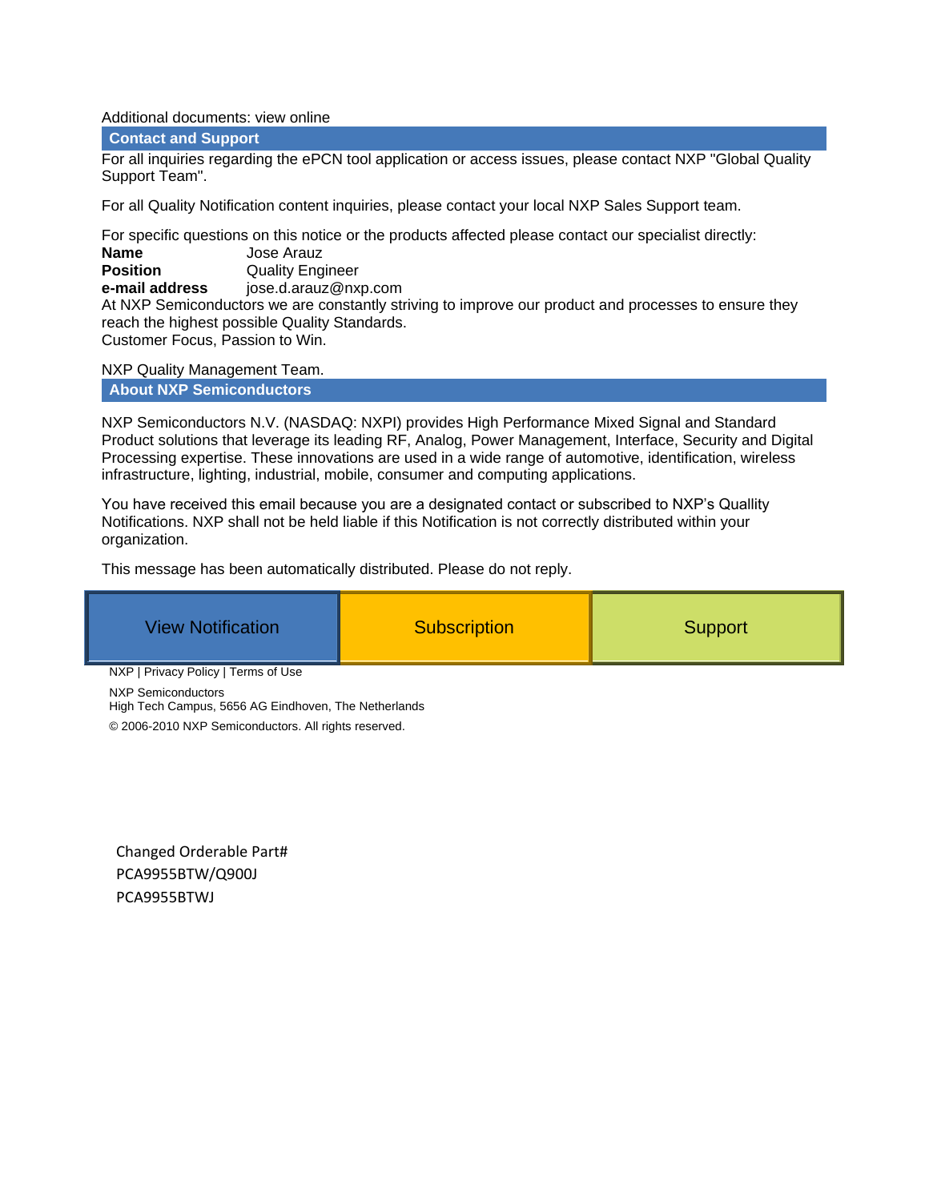Additional documents: view online

## Contact and Support

For all inquiries regarding the ePCN tool application or access issues, please contact NXP "Global Quality Support Team".

For all Quality Notification content inquiries, please contact your local NXP Sales Support team.

For specific questions on this notice or the products affected please contact our specialist directly:

| | |
|---|---|
| **Name** | Jose Arauz |
| **Position** | Quality Engineer |
| **e-mail address** | jose.d.arauz@nxp.com |

At NXP Semiconductors we are constantly striving to improve our product and processes to ensure they reach the highest possible Quality Standards.
Customer Focus, Passion to Win.

NXP Quality Management Team.

## About NXP Semiconductors

NXP Semiconductors N.V. (NASDAQ: NXPI) provides High Performance Mixed Signal and Standard Product solutions that leverage its leading RF, Analog, Power Management, Interface, Security and Digital Processing expertise. These innovations are used in a wide range of automotive, identification, wireless infrastructure, lighting, industrial, mobile, consumer and computing applications.

You have received this email because you are a designated contact or subscribed to NXP's Quallity Notifications. NXP shall not be held liable if this Notification is not correctly distributed within your organization.

This message has been automatically distributed. Please do not reply.

| View Notification | Subscription | Support |
|---|---|---|

NXP | Privacy Policy | Terms of Use

NXP Semiconductors
High Tech Campus, 5656 AG Eindhoven, The Netherlands

© 2006-2010 NXP Semiconductors. All rights reserved.

Changed Orderable Part#
PCA9955BTW/Q900J
PCA9955BTWJ